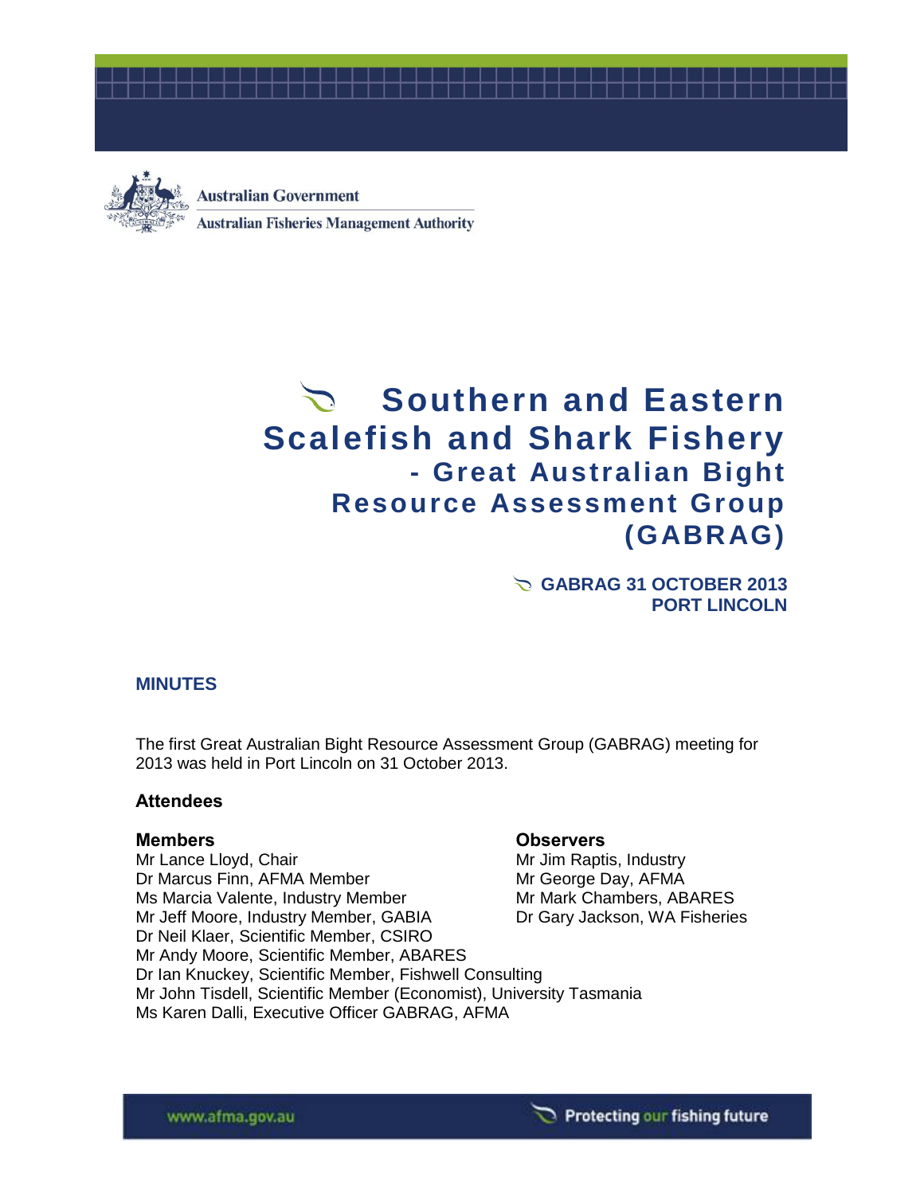Australian Government

Australian Fisheries Management Authority

# Southern and Eastern Scalefish and Shark Fishery - Great Australian Bight Resource Assessment Group (GABRAG)

**GABRAG 31 OCTOBER 2013**
**PORT LINCOLN**

## MINUTES

The first Great Australian Bight Resource Assessment Group (GABRAG) meeting for 2013 was held in Port Lincoln on 31 October 2013.

### Attendees

**Members**

Mr Lance Lloyd, Chair
Dr Marcus Finn, AFMA Member
Ms Marcia Valente, Industry Member
Mr Jeff Moore, Industry Member, GABIA
Dr Neil Klaer, Scientific Member, CSIRO
Mr Andy Moore, Scientific Member, ABARES
Dr Ian Knuckey, Scientific Member, Fishwell Consulting
Mr John Tisdell, Scientific Member (Economist), University Tasmania
Ms Karen Dalli, Executive Officer GABRAG, AFMA

**Observers**

Mr Jim Raptis, Industry
Mr George Day, AFMA
Mr Mark Chambers, ABARES
Dr Gary Jackson, WA Fisheries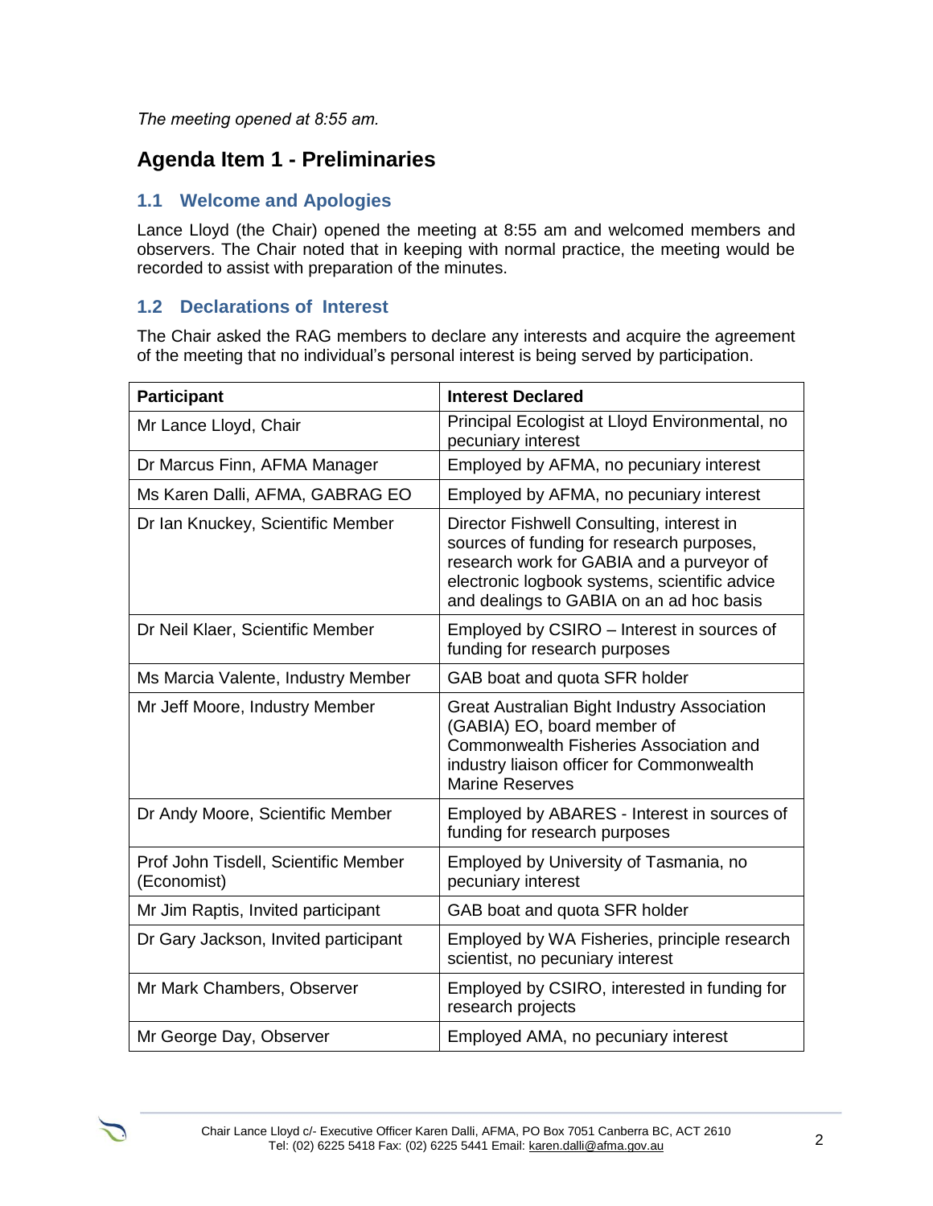*The meeting opened at 8:55 am.*

## Agenda Item 1 - Preliminaries

### 1.1 Welcome and Apologies

Lance Lloyd (the Chair) opened the meeting at 8:55 am and welcomed members and observers. The Chair noted that in keeping with normal practice, the meeting would be recorded to assist with preparation of the minutes.

### 1.2 Declarations of Interest

The Chair asked the RAG members to declare any interests and acquire the agreement of the meeting that no individual's personal interest is being served by participation.

| Participant | Interest Declared |
|---|---|
| Mr Lance Lloyd, Chair | Principal Ecologist at Lloyd Environmental, no pecuniary interest |
| Dr Marcus Finn, AFMA Manager | Employed by AFMA, no pecuniary interest |
| Ms Karen Dalli, AFMA, GABRAG EO | Employed by AFMA, no pecuniary interest |
| Dr Ian Knuckey, Scientific Member | Director Fishwell Consulting, interest in sources of funding for research purposes, research work for GABIA and a purveyor of electronic logbook systems, scientific advice and dealings to GABIA on an ad hoc basis |
| Dr Neil Klaer, Scientific Member | Employed by CSIRO – Interest in sources of funding for research purposes |
| Ms Marcia Valente, Industry Member | GAB boat and quota SFR holder |
| Mr Jeff Moore, Industry Member | Great Australian Bight Industry Association (GABIA) EO, board member of Commonwealth Fisheries Association and industry liaison officer for Commonwealth Marine Reserves |
| Dr Andy Moore, Scientific Member | Employed by ABARES - Interest in sources of funding for research purposes |
| Prof John Tisdell, Scientific Member (Economist) | Employed by University of Tasmania, no pecuniary interest |
| Mr Jim Raptis, Invited participant | GAB boat and quota SFR holder |
| Dr Gary Jackson, Invited participant | Employed by WA Fisheries, principle research scientist, no pecuniary interest |
| Mr Mark Chambers, Observer | Employed by CSIRO, interested in funding for research projects |
| Mr George Day, Observer | Employed AMA, no pecuniary interest |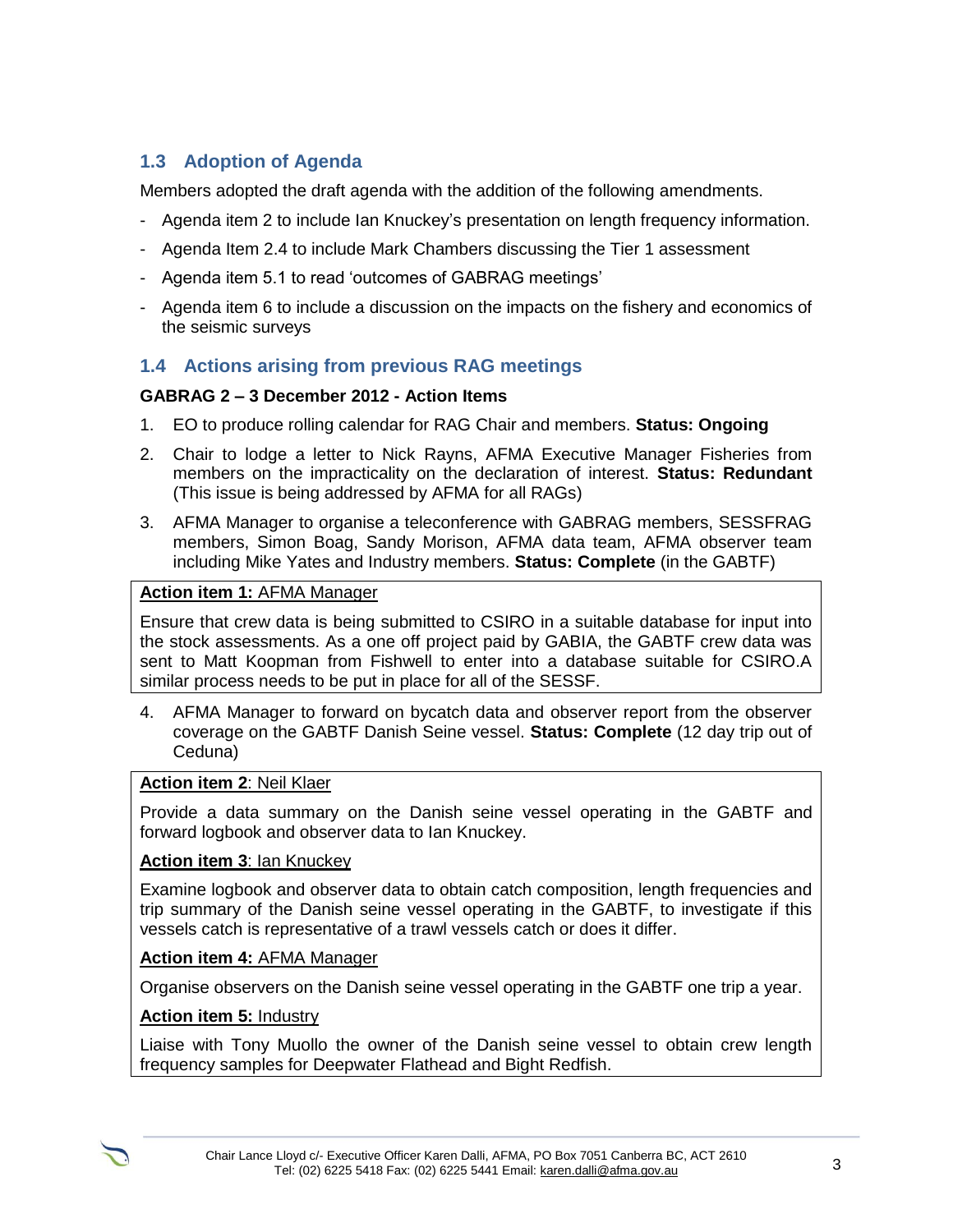## 1.3 Adoption of Agenda

Members adopted the draft agenda with the addition of the following amendments.

- Agenda item 2 to include Ian Knuckey's presentation on length frequency information.
- Agenda Item 2.4 to include Mark Chambers discussing the Tier 1 assessment
- Agenda item 5.1 to read 'outcomes of GABRAG meetings'
- Agenda item 6 to include a discussion on the impacts on the fishery and economics of the seismic surveys

## 1.4 Actions arising from previous RAG meetings

**GABRAG 2 – 3 December 2012 - Action Items**

1. EO to produce rolling calendar for RAG Chair and members. **Status: Ongoing**
2. Chair to lodge a letter to Nick Rayns, AFMA Executive Manager Fisheries from members on the impracticality on the declaration of interest. **Status: Redundant** (This issue is being addressed by AFMA for all RAGs)
3. AFMA Manager to organise a teleconference with GABRAG members, SESSFRAG members, Simon Boag, Sandy Morison, AFMA data team, AFMA observer team including Mike Yates and Industry members. **Status: Complete** (in the GABTF)

> **Action item 1:** AFMA Manager
>
> Ensure that crew data is being submitted to CSIRO in a suitable database for input into the stock assessments. As a one off project paid by GABIA, the GABTF crew data was sent to Matt Koopman from Fishwell to enter into a database suitable for CSIRO.A similar process needs to be put in place for all of the SESSF.

4. AFMA Manager to forward on bycatch data and observer report from the observer coverage on the GABTF Danish Seine vessel. **Status: Complete** (12 day trip out of Ceduna)

> **Action item 2**: Neil Klaer
>
> Provide a data summary on the Danish seine vessel operating in the GABTF and forward logbook and observer data to Ian Knuckey.
>
> **Action item 3**: Ian Knuckey
>
> Examine logbook and observer data to obtain catch composition, length frequencies and trip summary of the Danish seine vessel operating in the GABTF, to investigate if this vessels catch is representative of a trawl vessels catch or does it differ.
>
> **Action item 4:** AFMA Manager
>
> Organise observers on the Danish seine vessel operating in the GABTF one trip a year.
>
> **Action item 5:** Industry
>
> Liaise with Tony Muollo the owner of the Danish seine vessel to obtain crew length frequency samples for Deepwater Flathead and Bight Redfish.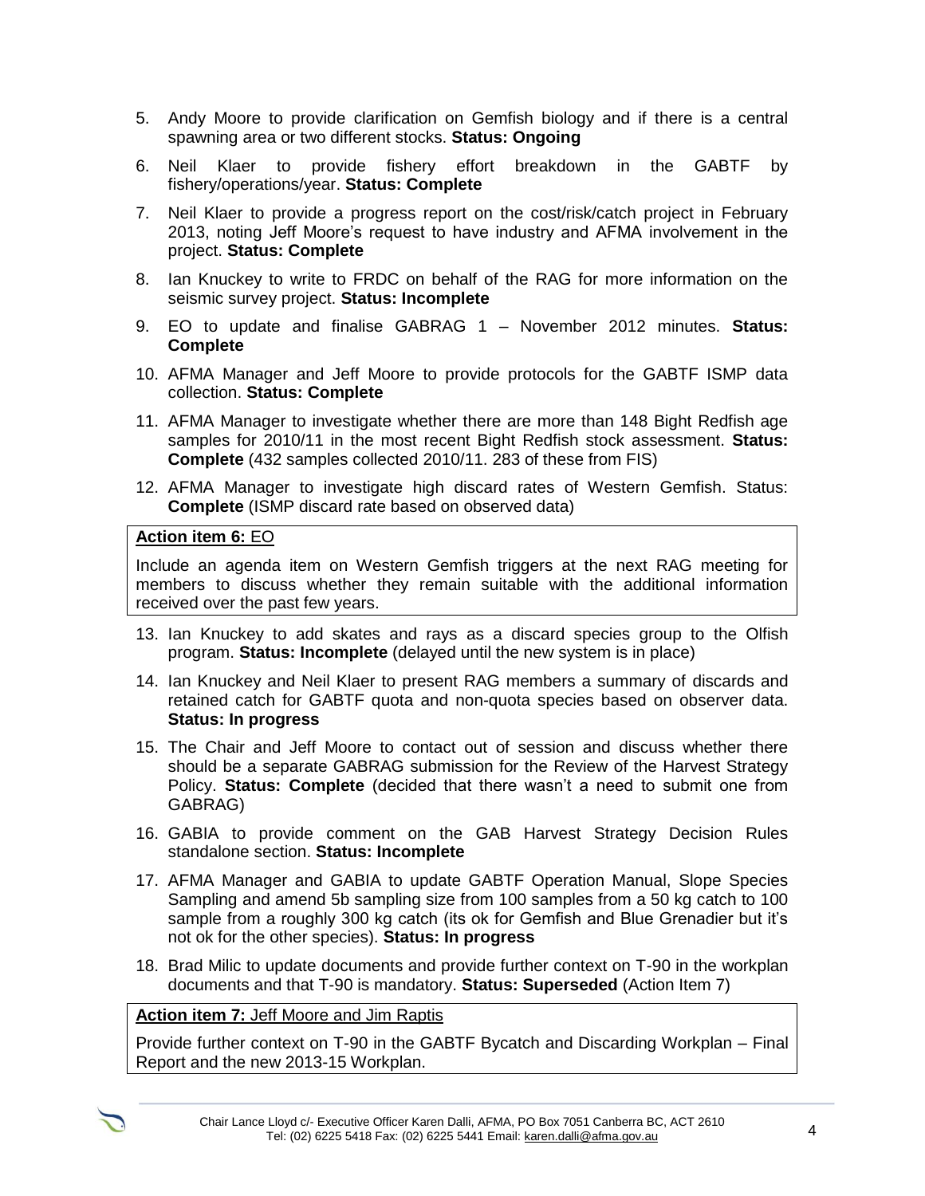5. Andy Moore to provide clarification on Gemfish biology and if there is a central spawning area or two different stocks. **Status: Ongoing**
6. Neil Klaer to provide fishery effort breakdown in the GABTF by fishery/operations/year. **Status: Complete**
7. Neil Klaer to provide a progress report on the cost/risk/catch project in February 2013, noting Jeff Moore's request to have industry and AFMA involvement in the project. **Status: Complete**
8. Ian Knuckey to write to FRDC on behalf of the RAG for more information on the seismic survey project. **Status: Incomplete**
9. EO to update and finalise GABRAG 1 – November 2012 minutes. **Status: Complete**
10. AFMA Manager and Jeff Moore to provide protocols for the GABTF ISMP data collection. **Status: Complete**
11. AFMA Manager to investigate whether there are more than 148 Bight Redfish age samples for 2010/11 in the most recent Bight Redfish stock assessment. **Status: Complete** (432 samples collected 2010/11. 283 of these from FIS)
12. AFMA Manager to investigate high discard rates of Western Gemfish. Status: **Complete** (ISMP discard rate based on observed data)

**Action item 6:** EO

Include an agenda item on Western Gemfish triggers at the next RAG meeting for members to discuss whether they remain suitable with the additional information received over the past few years.

13. Ian Knuckey to add skates and rays as a discard species group to the Olfish program. **Status: Incomplete** (delayed until the new system is in place)
14. Ian Knuckey and Neil Klaer to present RAG members a summary of discards and retained catch for GABTF quota and non-quota species based on observer data. **Status: In progress**
15. The Chair and Jeff Moore to contact out of session and discuss whether there should be a separate GABRAG submission for the Review of the Harvest Strategy Policy. **Status: Complete** (decided that there wasn't a need to submit one from GABRAG)
16. GABIA to provide comment on the GAB Harvest Strategy Decision Rules standalone section. **Status: Incomplete**
17. AFMA Manager and GABIA to update GABTF Operation Manual, Slope Species Sampling and amend 5b sampling size from 100 samples from a 50 kg catch to 100 sample from a roughly 300 kg catch (its ok for Gemfish and Blue Grenadier but it's not ok for the other species). **Status: In progress**
18. Brad Milic to update documents and provide further context on T-90 in the workplan documents and that T-90 is mandatory. **Status: Superseded** (Action Item 7)

**Action item 7:** Jeff Moore and Jim Raptis

Provide further context on T-90 in the GABTF Bycatch and Discarding Workplan – Final Report and the new 2013-15 Workplan.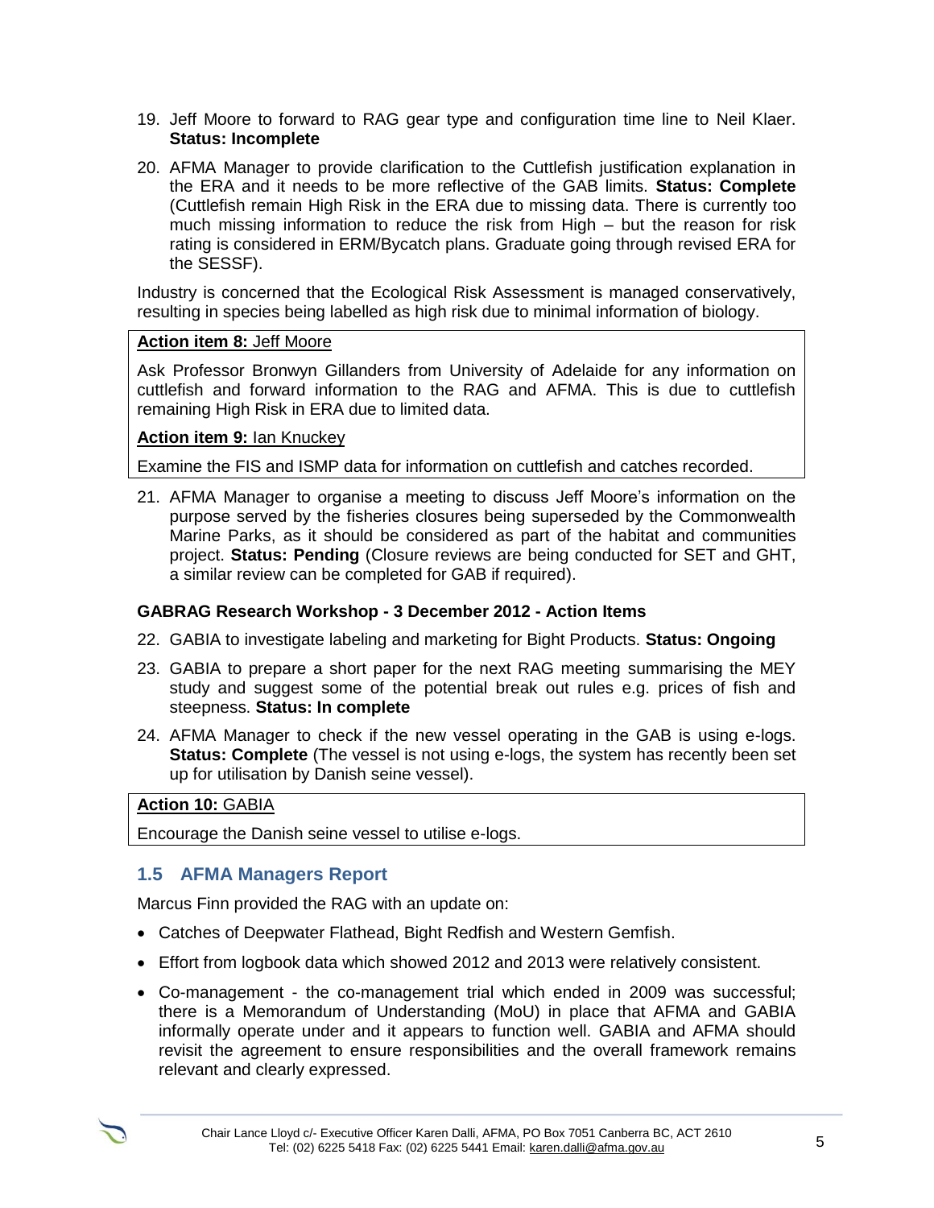19. Jeff Moore to forward to RAG gear type and configuration time line to Neil Klaer. **Status: Incomplete**

20. AFMA Manager to provide clarification to the Cuttlefish justification explanation in the ERA and it needs to be more reflective of the GAB limits. **Status: Complete** (Cuttlefish remain High Risk in the ERA due to missing data. There is currently too much missing information to reduce the risk from High – but the reason for risk rating is considered in ERM/Bycatch plans. Graduate going through revised ERA for the SESSF).

Industry is concerned that the Ecological Risk Assessment is managed conservatively, resulting in species being labelled as high risk due to minimal information of biology.

**Action item 8:** Jeff Moore

Ask Professor Bronwyn Gillanders from University of Adelaide for any information on cuttlefish and forward information to the RAG and AFMA. This is due to cuttlefish remaining High Risk in ERA due to limited data.

**Action item 9:** Ian Knuckey

Examine the FIS and ISMP data for information on cuttlefish and catches recorded.

21. AFMA Manager to organise a meeting to discuss Jeff Moore's information on the purpose served by the fisheries closures being superseded by the Commonwealth Marine Parks, as it should be considered as part of the habitat and communities project. **Status: Pending** (Closure reviews are being conducted for SET and GHT, a similar review can be completed for GAB if required).

**GABRAG Research Workshop - 3 December 2012 - Action Items**

22. GABIA to investigate labeling and marketing for Bight Products. **Status: Ongoing**

23. GABIA to prepare a short paper for the next RAG meeting summarising the MEY study and suggest some of the potential break out rules e.g. prices of fish and steepness. **Status: In complete**

24. AFMA Manager to check if the new vessel operating in the GAB is using e-logs. **Status: Complete** (The vessel is not using e-logs, the system has recently been set up for utilisation by Danish seine vessel).

**Action 10:** GABIA

Encourage the Danish seine vessel to utilise e-logs.

### 1.5 AFMA Managers Report

Marcus Finn provided the RAG with an update on:

- Catches of Deepwater Flathead, Bight Redfish and Western Gemfish.
- Effort from logbook data which showed 2012 and 2013 were relatively consistent.
- Co-management - the co-management trial which ended in 2009 was successful; there is a Memorandum of Understanding (MoU) in place that AFMA and GABIA informally operate under and it appears to function well. GABIA and AFMA should revisit the agreement to ensure responsibilities and the overall framework remains relevant and clearly expressed.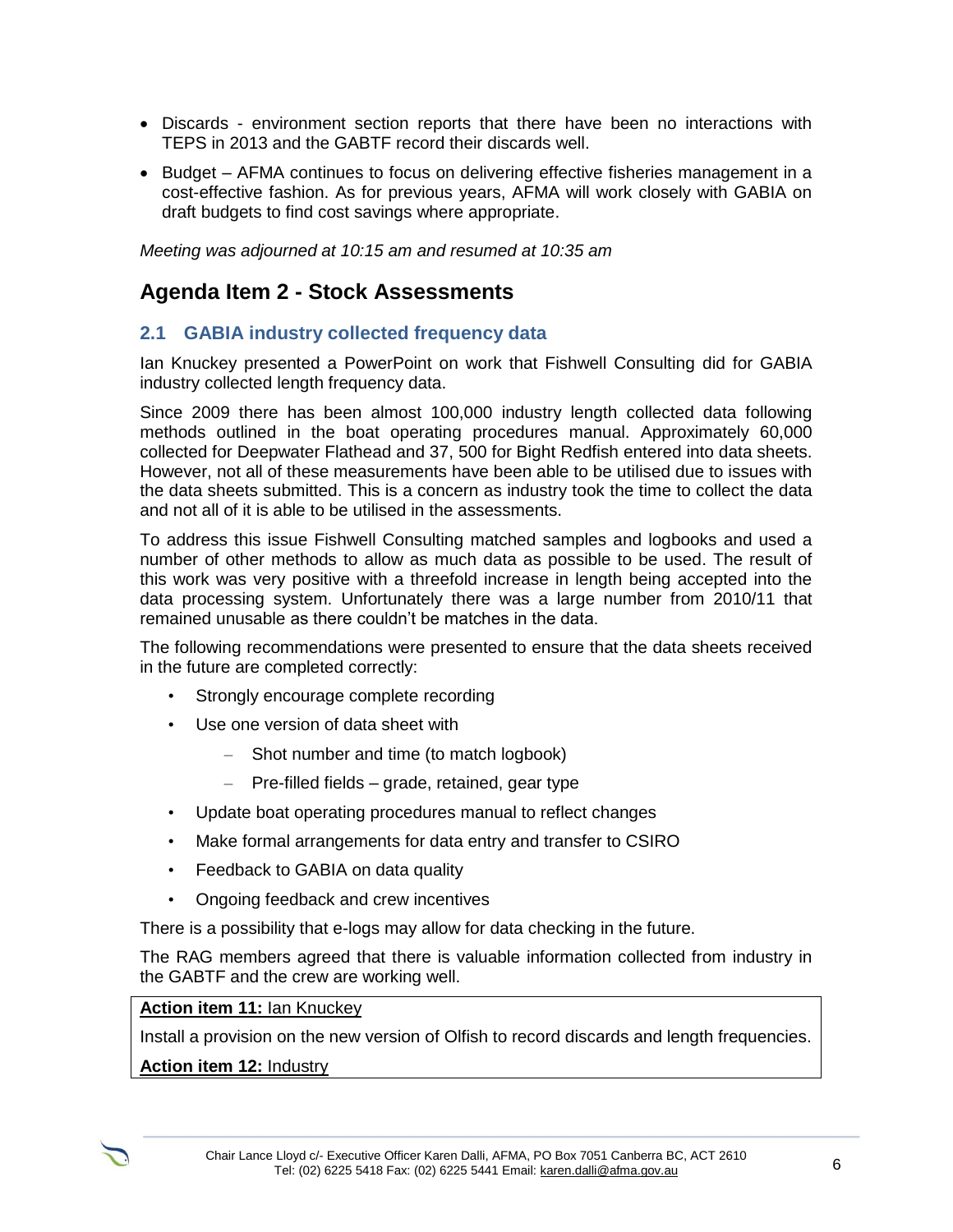- Discards - environment section reports that there have been no interactions with TEPS in 2013 and the GABTF record their discards well.
- Budget – AFMA continues to focus on delivering effective fisheries management in a cost-effective fashion. As for previous years, AFMA will work closely with GABIA on draft budgets to find cost savings where appropriate.

*Meeting was adjourned at 10:15 am and resumed at 10:35 am*

## Agenda Item 2 - Stock Assessments

### 2.1 GABIA industry collected frequency data

Ian Knuckey presented a PowerPoint on work that Fishwell Consulting did for GABIA industry collected length frequency data.

Since 2009 there has been almost 100,000 industry length collected data following methods outlined in the boat operating procedures manual. Approximately 60,000 collected for Deepwater Flathead and 37, 500 for Bight Redfish entered into data sheets. However, not all of these measurements have been able to be utilised due to issues with the data sheets submitted. This is a concern as industry took the time to collect the data and not all of it is able to be utilised in the assessments.

To address this issue Fishwell Consulting matched samples and logbooks and used a number of other methods to allow as much data as possible to be used. The result of this work was very positive with a threefold increase in length being accepted into the data processing system. Unfortunately there was a large number from 2010/11 that remained unusable as there couldn't be matches in the data.

The following recommendations were presented to ensure that the data sheets received in the future are completed correctly:

- Strongly encourage complete recording
- Use one version of data sheet with
  - Shot number and time (to match logbook)
  - Pre-filled fields – grade, retained, gear type
- Update boat operating procedures manual to reflect changes
- Make formal arrangements for data entry and transfer to CSIRO
- Feedback to GABIA on data quality
- Ongoing feedback and crew incentives

There is a possibility that e-logs may allow for data checking in the future.

The RAG members agreed that there is valuable information collected from industry in the GABTF and the crew are working well.

**Action item 11:** Ian Knuckey

Install a provision on the new version of Olfish to record discards and length frequencies.

**Action item 12:** Industry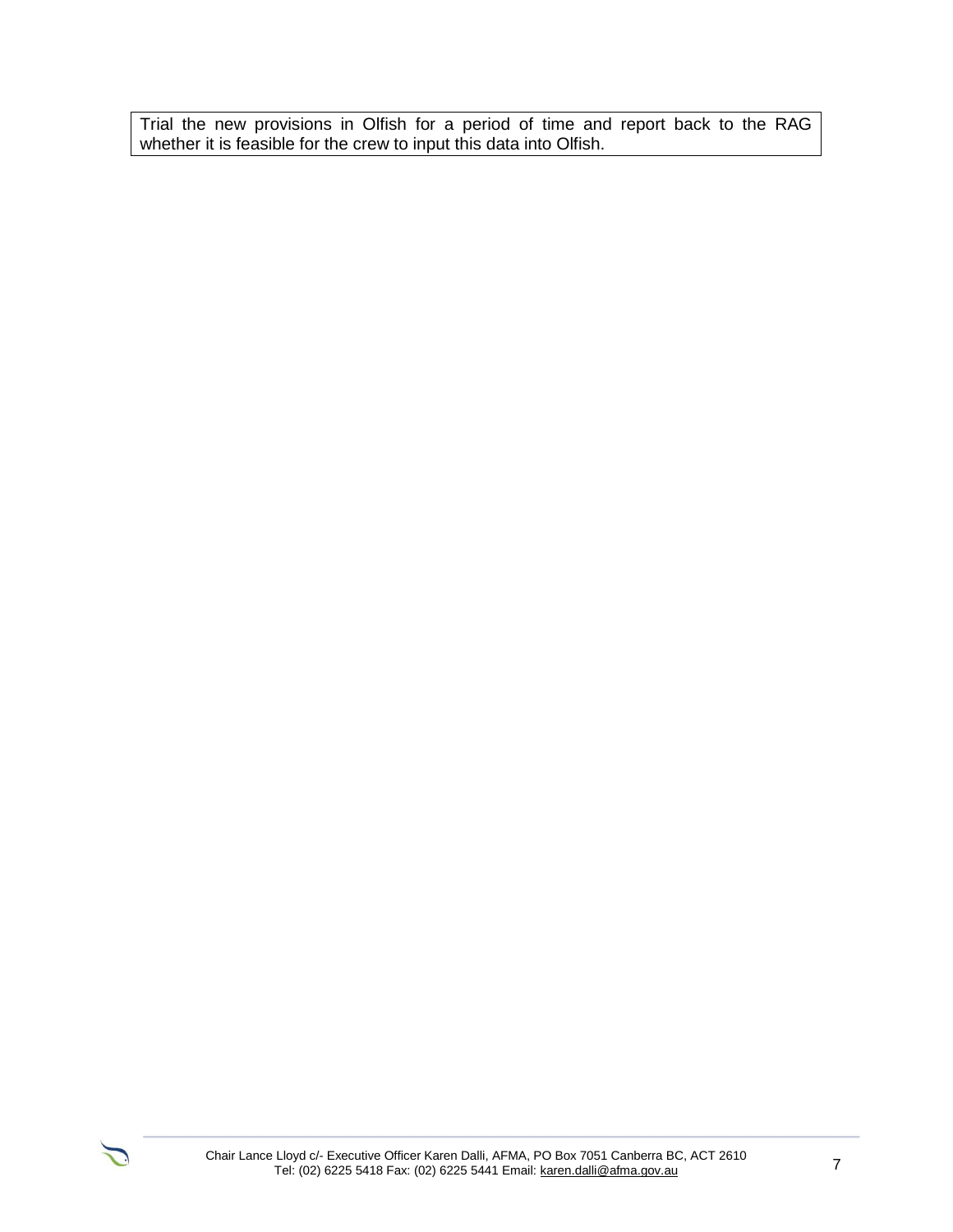Trial the new provisions in Olfish for a period of time and report back to the RAG whether it is feasible for the crew to input this data into Olfish.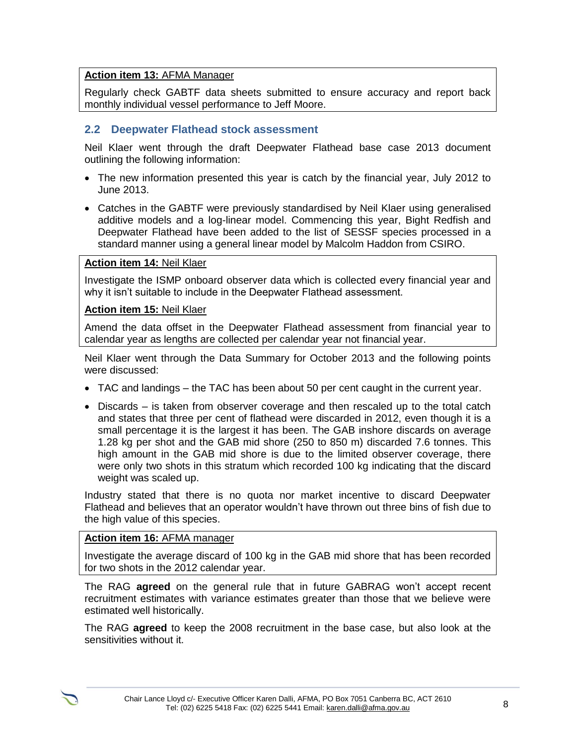**Action item 13:** AFMA Manager

Regularly check GABTF data sheets submitted to ensure accuracy and report back monthly individual vessel performance to Jeff Moore.

### 2.2 Deepwater Flathead stock assessment

Neil Klaer went through the draft Deepwater Flathead base case 2013 document outlining the following information:

- The new information presented this year is catch by the financial year, July 2012 to June 2013.
- Catches in the GABTF were previously standardised by Neil Klaer using generalised additive models and a log-linear model. Commencing this year, Bight Redfish and Deepwater Flathead have been added to the list of SESSF species processed in a standard manner using a general linear model by Malcolm Haddon from CSIRO.

**Action item 14:** Neil Klaer

Investigate the ISMP onboard observer data which is collected every financial year and why it isn't suitable to include in the Deepwater Flathead assessment.

**Action item 15:** Neil Klaer

Amend the data offset in the Deepwater Flathead assessment from financial year to calendar year as lengths are collected per calendar year not financial year.

Neil Klaer went through the Data Summary for October 2013 and the following points were discussed:

- TAC and landings – the TAC has been about 50 per cent caught in the current year.
- Discards – is taken from observer coverage and then rescaled up to the total catch and states that three per cent of flathead were discarded in 2012, even though it is a small percentage it is the largest it has been. The GAB inshore discards on average 1.28 kg per shot and the GAB mid shore (250 to 850 m) discarded 7.6 tonnes. This high amount in the GAB mid shore is due to the limited observer coverage, there were only two shots in this stratum which recorded 100 kg indicating that the discard weight was scaled up.

Industry stated that there is no quota nor market incentive to discard Deepwater Flathead and believes that an operator wouldn't have thrown out three bins of fish due to the high value of this species.

**Action item 16:** AFMA manager

Investigate the average discard of 100 kg in the GAB mid shore that has been recorded for two shots in the 2012 calendar year.

The RAG **agreed** on the general rule that in future GABRAG won't accept recent recruitment estimates with variance estimates greater than those that we believe were estimated well historically.

The RAG **agreed** to keep the 2008 recruitment in the base case, but also look at the sensitivities without it.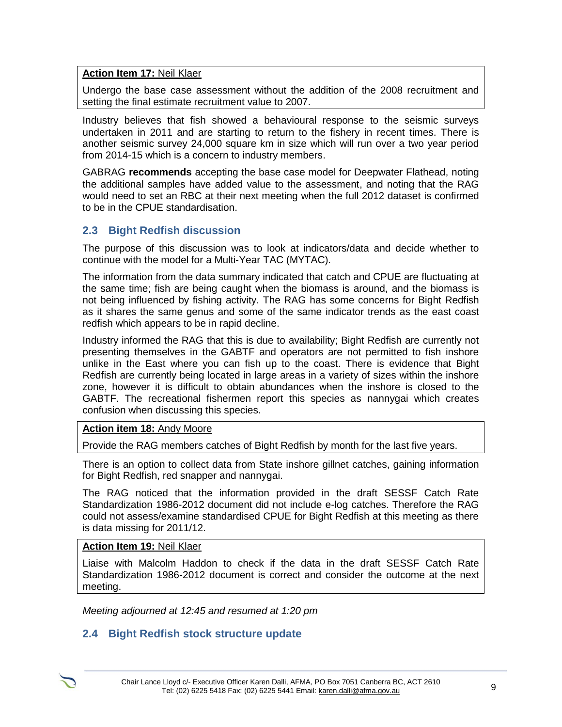**Action Item 17:** Neil Klaer

Undergo the base case assessment without the addition of the 2008 recruitment and setting the final estimate recruitment value to 2007.

Industry believes that fish showed a behavioural response to the seismic surveys undertaken in 2011 and are starting to return to the fishery in recent times. There is another seismic survey 24,000 square km in size which will run over a two year period from 2014-15 which is a concern to industry members.

GABRAG **recommends** accepting the base case model for Deepwater Flathead, noting the additional samples have added value to the assessment, and noting that the RAG would need to set an RBC at their next meeting when the full 2012 dataset is confirmed to be in the CPUE standardisation.

## 2.3 Bight Redfish discussion

The purpose of this discussion was to look at indicators/data and decide whether to continue with the model for a Multi-Year TAC (MYTAC).

The information from the data summary indicated that catch and CPUE are fluctuating at the same time; fish are being caught when the biomass is around, and the biomass is not being influenced by fishing activity. The RAG has some concerns for Bight Redfish as it shares the same genus and some of the same indicator trends as the east coast redfish which appears to be in rapid decline.

Industry informed the RAG that this is due to availability; Bight Redfish are currently not presenting themselves in the GABTF and operators are not permitted to fish inshore unlike in the East where you can fish up to the coast. There is evidence that Bight Redfish are currently being located in large areas in a variety of sizes within the inshore zone, however it is difficult to obtain abundances when the inshore is closed to the GABTF. The recreational fishermen report this species as nannygai which creates confusion when discussing this species.

**Action item 18:** Andy Moore

Provide the RAG members catches of Bight Redfish by month for the last five years.

There is an option to collect data from State inshore gillnet catches, gaining information for Bight Redfish, red snapper and nannygai.

The RAG noticed that the information provided in the draft SESSF Catch Rate Standardization 1986-2012 document did not include e-log catches. Therefore the RAG could not assess/examine standardised CPUE for Bight Redfish at this meeting as there is data missing for 2011/12.

**Action Item 19:** Neil Klaer

Liaise with Malcolm Haddon to check if the data in the draft SESSF Catch Rate Standardization 1986-2012 document is correct and consider the outcome at the next meeting.

*Meeting adjourned at 12:45 and resumed at 1:20 pm*

## 2.4 Bight Redfish stock structure update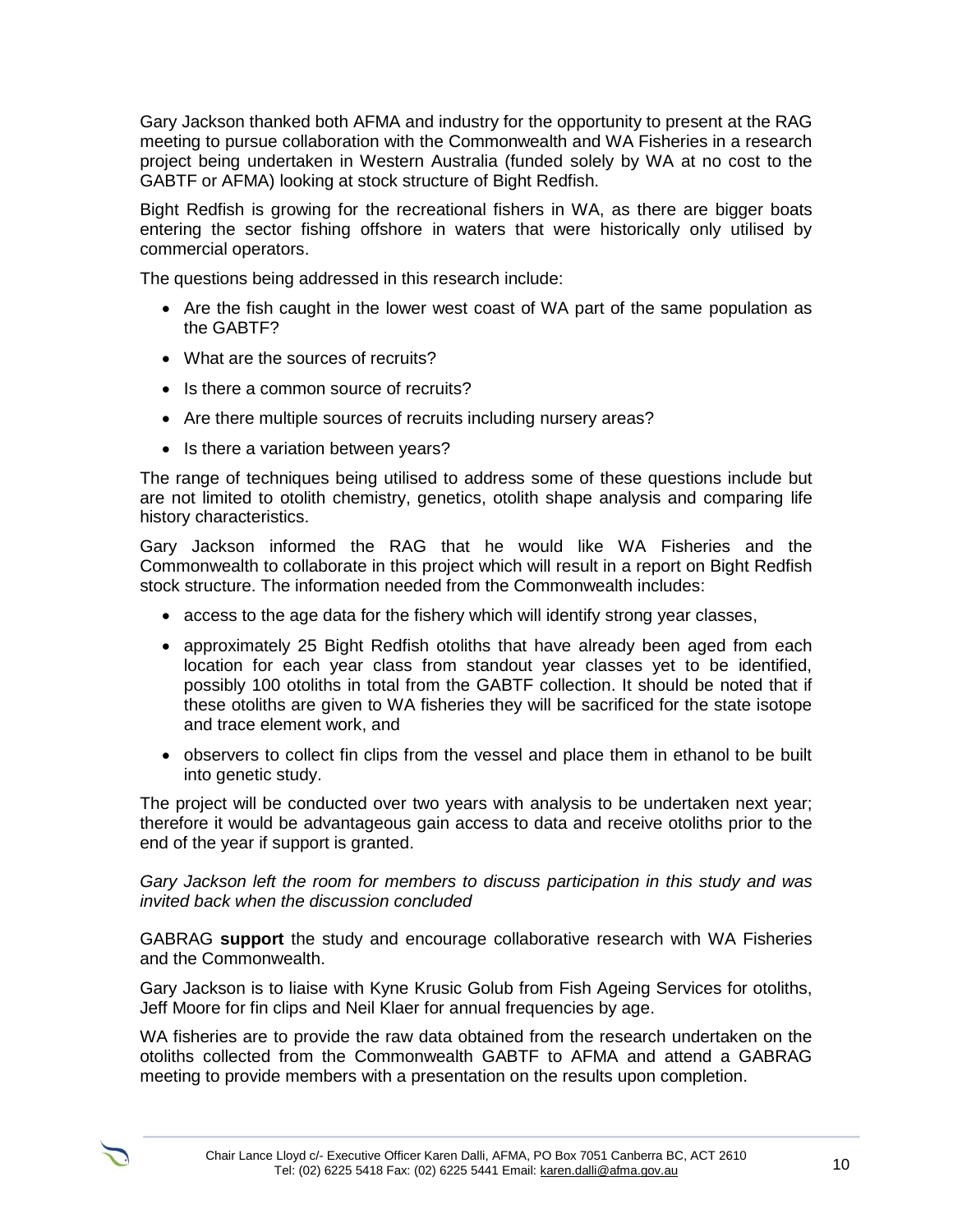Gary Jackson thanked both AFMA and industry for the opportunity to present at the RAG meeting to pursue collaboration with the Commonwealth and WA Fisheries in a research project being undertaken in Western Australia (funded solely by WA at no cost to the GABTF or AFMA) looking at stock structure of Bight Redfish.

Bight Redfish is growing for the recreational fishers in WA, as there are bigger boats entering the sector fishing offshore in waters that were historically only utilised by commercial operators.

The questions being addressed in this research include:

- Are the fish caught in the lower west coast of WA part of the same population as the GABTF?
- What are the sources of recruits?
- Is there a common source of recruits?
- Are there multiple sources of recruits including nursery areas?
- Is there a variation between years?

The range of techniques being utilised to address some of these questions include but are not limited to otolith chemistry, genetics, otolith shape analysis and comparing life history characteristics.

Gary Jackson informed the RAG that he would like WA Fisheries and the Commonwealth to collaborate in this project which will result in a report on Bight Redfish stock structure. The information needed from the Commonwealth includes:

- access to the age data for the fishery which will identify strong year classes,
- approximately 25 Bight Redfish otoliths that have already been aged from each location for each year class from standout year classes yet to be identified, possibly 100 otoliths in total from the GABTF collection. It should be noted that if these otoliths are given to WA fisheries they will be sacrificed for the state isotope and trace element work, and
- observers to collect fin clips from the vessel and place them in ethanol to be built into genetic study.

The project will be conducted over two years with analysis to be undertaken next year; therefore it would be advantageous gain access to data and receive otoliths prior to the end of the year if support is granted.

*Gary Jackson left the room for members to discuss participation in this study and was invited back when the discussion concluded*

GABRAG **support** the study and encourage collaborative research with WA Fisheries and the Commonwealth.

Gary Jackson is to liaise with Kyne Krusic Golub from Fish Ageing Services for otoliths, Jeff Moore for fin clips and Neil Klaer for annual frequencies by age.

WA fisheries are to provide the raw data obtained from the research undertaken on the otoliths collected from the Commonwealth GABTF to AFMA and attend a GABRAG meeting to provide members with a presentation on the results upon completion.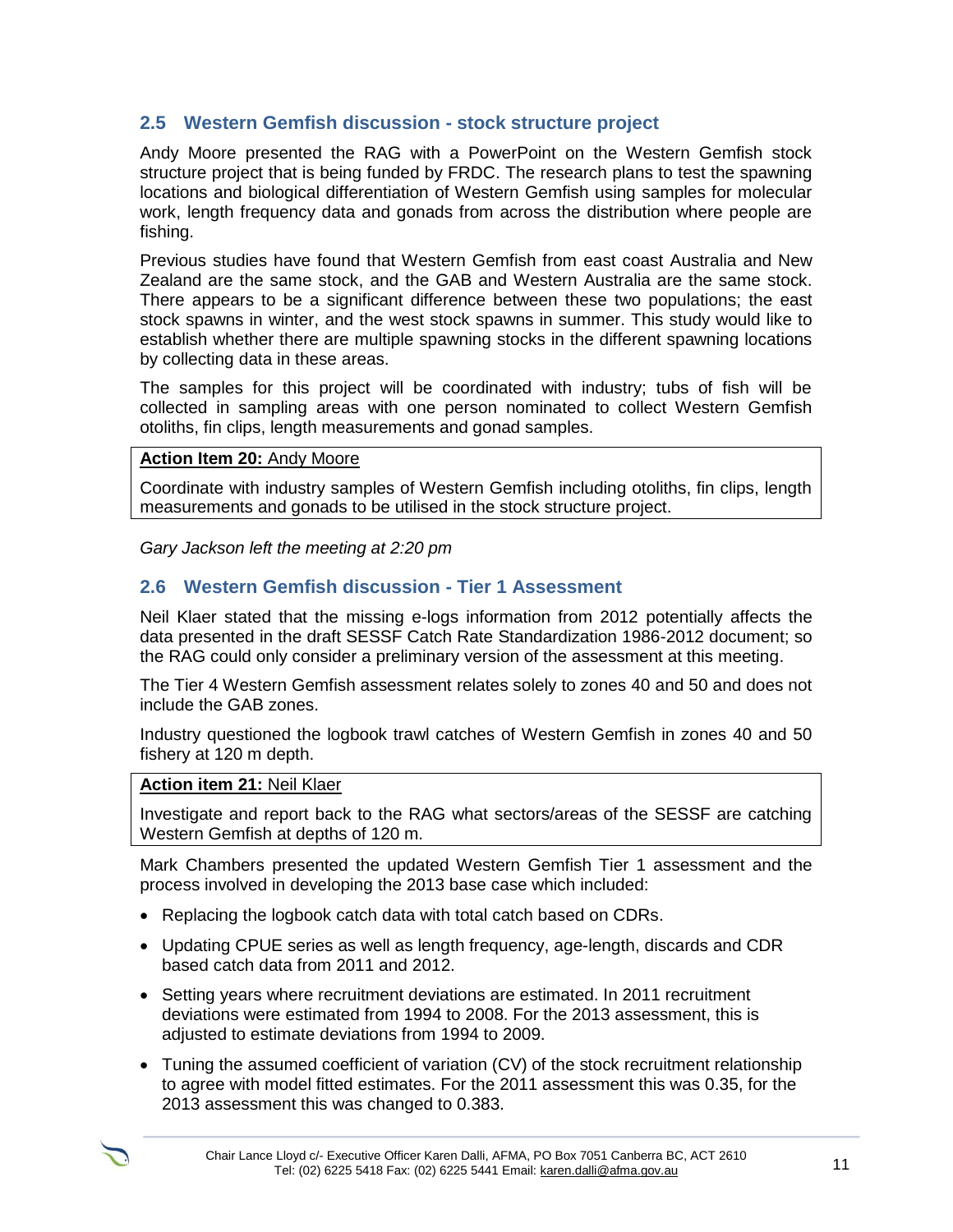## 2.5 Western Gemfish discussion - stock structure project

Andy Moore presented the RAG with a PowerPoint on the Western Gemfish stock structure project that is being funded by FRDC. The research plans to test the spawning locations and biological differentiation of Western Gemfish using samples for molecular work, length frequency data and gonads from across the distribution where people are fishing.

Previous studies have found that Western Gemfish from east coast Australia and New Zealand are the same stock, and the GAB and Western Australia are the same stock. There appears to be a significant difference between these two populations; the east stock spawns in winter, and the west stock spawns in summer. This study would like to establish whether there are multiple spawning stocks in the different spawning locations by collecting data in these areas.

The samples for this project will be coordinated with industry; tubs of fish will be collected in sampling areas with one person nominated to collect Western Gemfish otoliths, fin clips, length measurements and gonad samples.

| **Action Item 20:** Andy Moore |
|---|
| Coordinate with industry samples of Western Gemfish including otoliths, fin clips, length measurements and gonads to be utilised in the stock structure project. |

*Gary Jackson left the meeting at 2:20 pm*

## 2.6 Western Gemfish discussion - Tier 1 Assessment

Neil Klaer stated that the missing e-logs information from 2012 potentially affects the data presented in the draft SESSF Catch Rate Standardization 1986-2012 document; so the RAG could only consider a preliminary version of the assessment at this meeting.

The Tier 4 Western Gemfish assessment relates solely to zones 40 and 50 and does not include the GAB zones.

Industry questioned the logbook trawl catches of Western Gemfish in zones 40 and 50 fishery at 120 m depth.

| **Action item 21:** Neil Klaer |
|---|
| Investigate and report back to the RAG what sectors/areas of the SESSF are catching Western Gemfish at depths of 120 m. |

Mark Chambers presented the updated Western Gemfish Tier 1 assessment and the process involved in developing the 2013 base case which included:

- Replacing the logbook catch data with total catch based on CDRs.
- Updating CPUE series as well as length frequency, age-length, discards and CDR based catch data from 2011 and 2012.
- Setting years where recruitment deviations are estimated. In 2011 recruitment deviations were estimated from 1994 to 2008. For the 2013 assessment, this is adjusted to estimate deviations from 1994 to 2009.
- Tuning the assumed coefficient of variation (CV) of the stock recruitment relationship to agree with model fitted estimates. For the 2011 assessment this was 0.35, for the 2013 assessment this was changed to 0.383.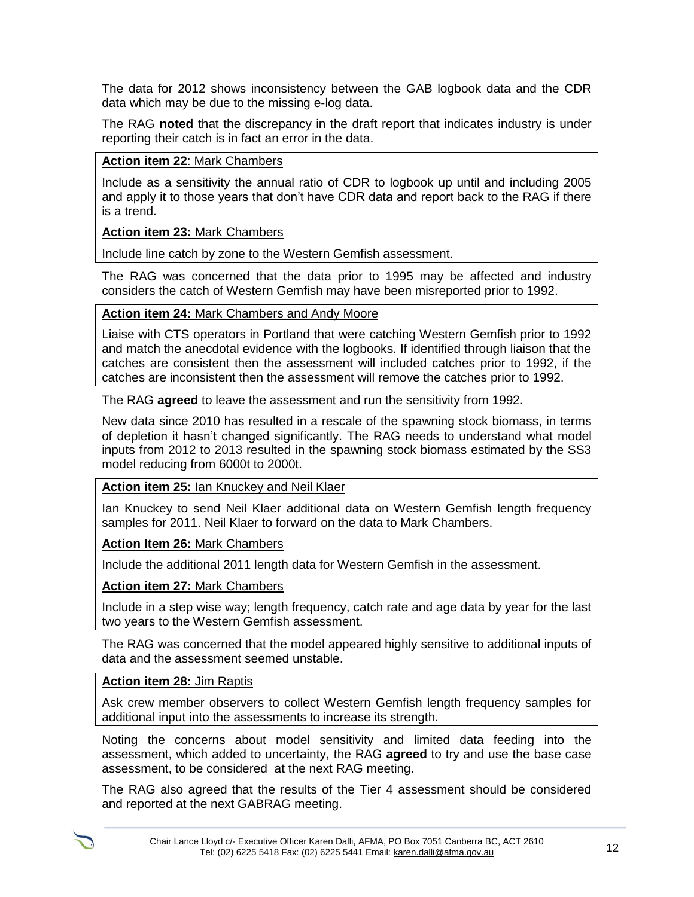The data for 2012 shows inconsistency between the GAB logbook data and the CDR data which may be due to the missing e-log data.

The RAG **noted** that the discrepancy in the draft report that indicates industry is under reporting their catch is in fact an error in the data.

**Action item 22**: Mark Chambers

Include as a sensitivity the annual ratio of CDR to logbook up until and including 2005 and apply it to those years that don't have CDR data and report back to the RAG if there is a trend.

**Action item 23:** Mark Chambers

Include line catch by zone to the Western Gemfish assessment.

The RAG was concerned that the data prior to 1995 may be affected and industry considers the catch of Western Gemfish may have been misreported prior to 1992.

**Action item 24:** Mark Chambers and Andy Moore

Liaise with CTS operators in Portland that were catching Western Gemfish prior to 1992 and match the anecdotal evidence with the logbooks. If identified through liaison that the catches are consistent then the assessment will included catches prior to 1992, if the catches are inconsistent then the assessment will remove the catches prior to 1992.

The RAG **agreed** to leave the assessment and run the sensitivity from 1992.

New data since 2010 has resulted in a rescale of the spawning stock biomass, in terms of depletion it hasn't changed significantly. The RAG needs to understand what model inputs from 2012 to 2013 resulted in the spawning stock biomass estimated by the SS3 model reducing from 6000t to 2000t.

**Action item 25:** Ian Knuckey and Neil Klaer

Ian Knuckey to send Neil Klaer additional data on Western Gemfish length frequency samples for 2011. Neil Klaer to forward on the data to Mark Chambers.

**Action Item 26:** Mark Chambers

Include the additional 2011 length data for Western Gemfish in the assessment.

**Action item 27:** Mark Chambers

Include in a step wise way; length frequency, catch rate and age data by year for the last two years to the Western Gemfish assessment.

The RAG was concerned that the model appeared highly sensitive to additional inputs of data and the assessment seemed unstable.

**Action item 28:** Jim Raptis

Ask crew member observers to collect Western Gemfish length frequency samples for additional input into the assessments to increase its strength.

Noting the concerns about model sensitivity and limited data feeding into the assessment, which added to uncertainty, the RAG **agreed** to try and use the base case assessment, to be considered at the next RAG meeting.

The RAG also agreed that the results of the Tier 4 assessment should be considered and reported at the next GABRAG meeting.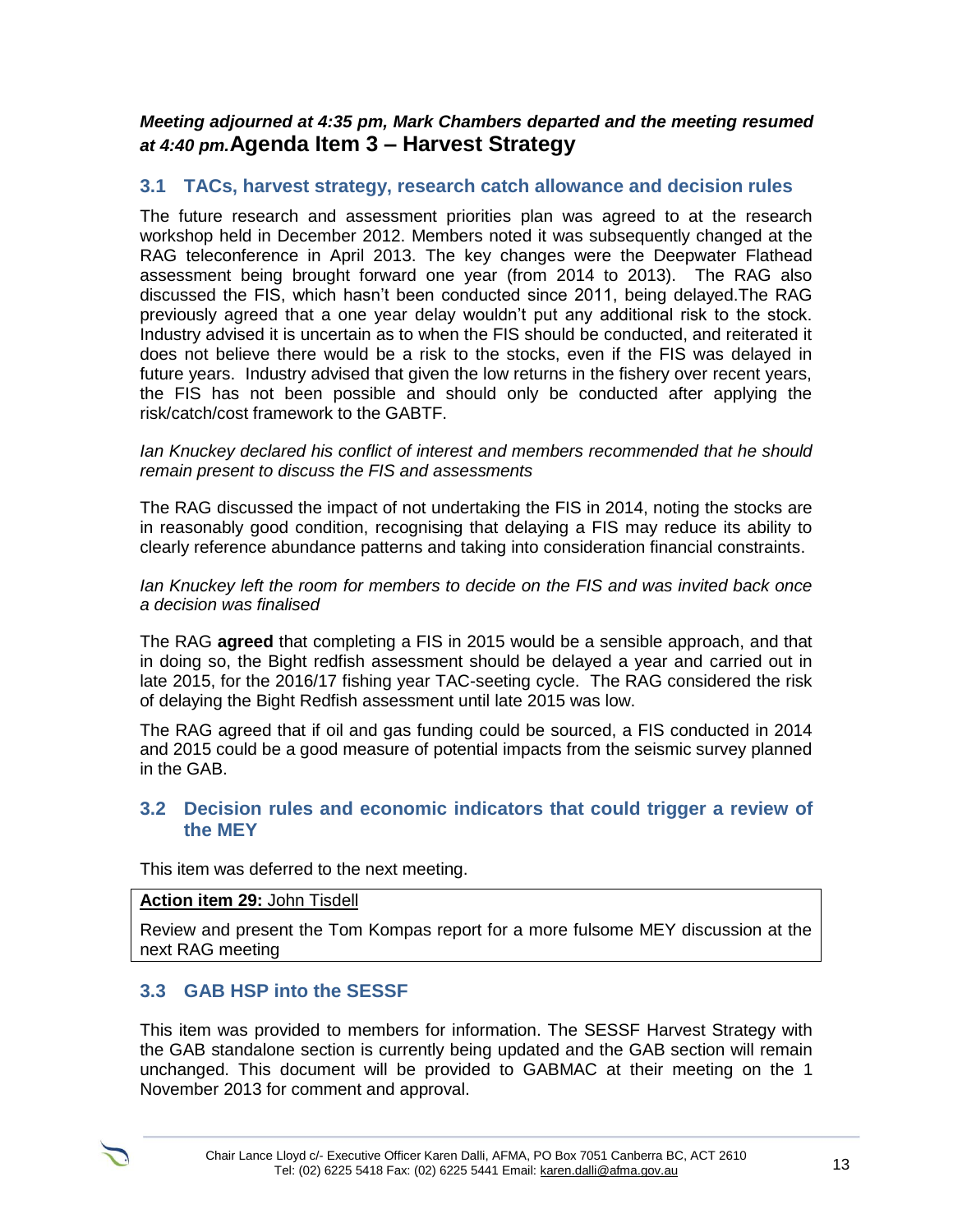***Meeting adjourned at 4:35 pm, Mark Chambers departed and the meeting resumed at 4:40 pm.***

# Agenda Item 3 – Harvest Strategy

## 3.1 TACs, harvest strategy, research catch allowance and decision rules

The future research and assessment priorities plan was agreed to at the research workshop held in December 2012. Members noted it was subsequently changed at the RAG teleconference in April 2013. The key changes were the Deepwater Flathead assessment being brought forward one year (from 2014 to 2013). The RAG also discussed the FIS, which hasn't been conducted since 2011, being delayed.The RAG previously agreed that a one year delay wouldn't put any additional risk to the stock. Industry advised it is uncertain as to when the FIS should be conducted, and reiterated it does not believe there would be a risk to the stocks, even if the FIS was delayed in future years. Industry advised that given the low returns in the fishery over recent years, the FIS has not been possible and should only be conducted after applying the risk/catch/cost framework to the GABTF.

*Ian Knuckey declared his conflict of interest and members recommended that he should remain present to discuss the FIS and assessments*

The RAG discussed the impact of not undertaking the FIS in 2014, noting the stocks are in reasonably good condition, recognising that delaying a FIS may reduce its ability to clearly reference abundance patterns and taking into consideration financial constraints.

*Ian Knuckey left the room for members to decide on the FIS and was invited back once a decision was finalised*

The RAG **agreed** that completing a FIS in 2015 would be a sensible approach, and that in doing so, the Bight redfish assessment should be delayed a year and carried out in late 2015, for the 2016/17 fishing year TAC-seeting cycle. The RAG considered the risk of delaying the Bight Redfish assessment until late 2015 was low.

The RAG agreed that if oil and gas funding could be sourced, a FIS conducted in 2014 and 2015 could be a good measure of potential impacts from the seismic survey planned in the GAB.

## 3.2 Decision rules and economic indicators that could trigger a review of the MEY

This item was deferred to the next meeting.

| **Action item 29:** John Tisdell |
|---|
| Review and present the Tom Kompas report for a more fulsome MEY discussion at the next RAG meeting |

## 3.3 GAB HSP into the SESSF

This item was provided to members for information. The SESSF Harvest Strategy with the GAB standalone section is currently being updated and the GAB section will remain unchanged. This document will be provided to GABMAC at their meeting on the 1 November 2013 for comment and approval.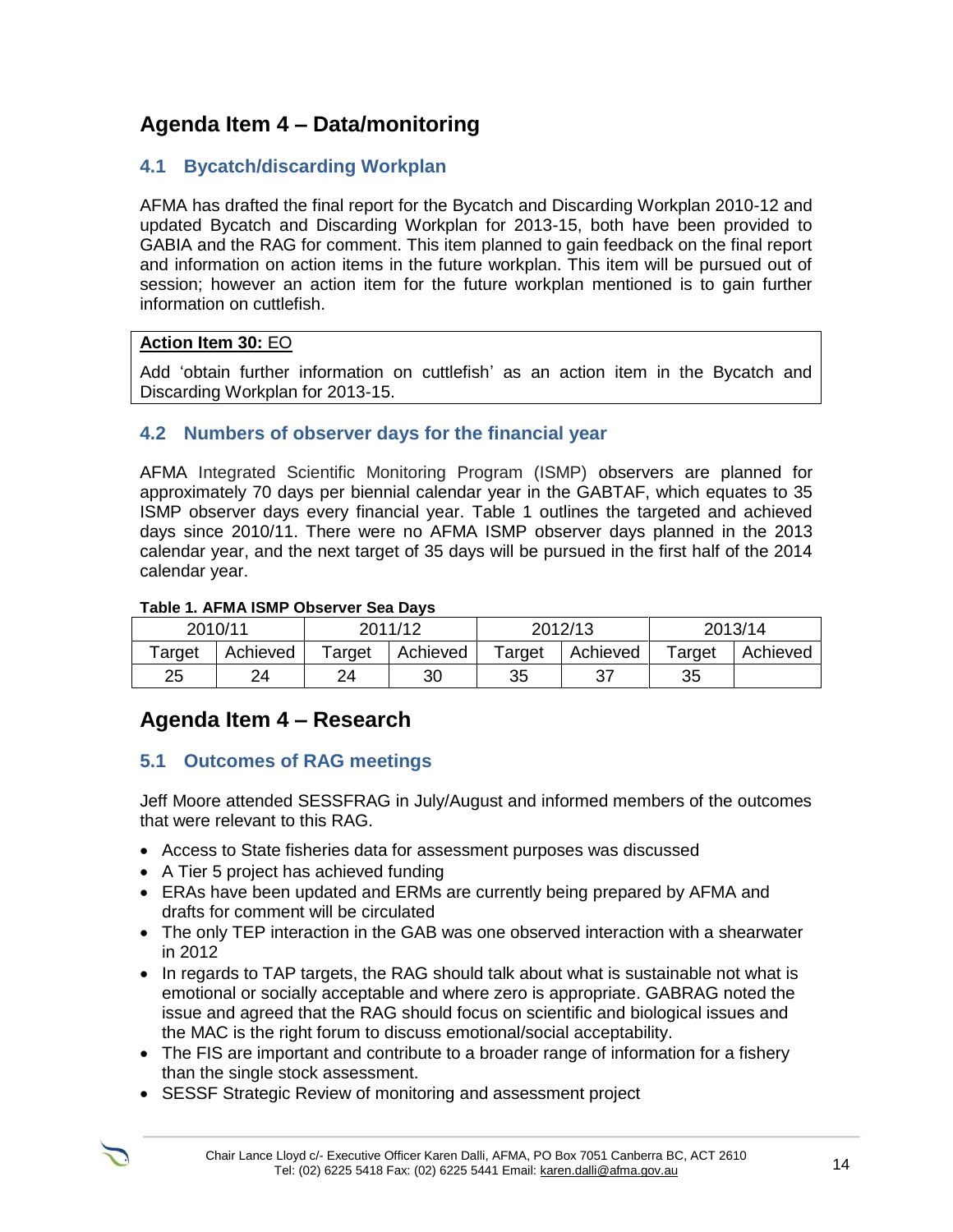# Agenda Item 4 – Data/monitoring

## 4.1 Bycatch/discarding Workplan

AFMA has drafted the final report for the Bycatch and Discarding Workplan 2010-12 and updated Bycatch and Discarding Workplan for 2013-15, both have been provided to GABIA and the RAG for comment. This item planned to gain feedback on the final report and information on action items in the future workplan. This item will be pursued out of session; however an action item for the future workplan mentioned is to gain further information on cuttlefish.

**Action Item 30:** EO

Add 'obtain further information on cuttlefish' as an action item in the Bycatch and Discarding Workplan for 2013-15.

## 4.2 Numbers of observer days for the financial year

AFMA Integrated Scientific Monitoring Program (ISMP) observers are planned for approximately 70 days per biennial calendar year in the GABTAF, which equates to 35 ISMP observer days every financial year. Table 1 outlines the targeted and achieved days since 2010/11. There were no AFMA ISMP observer days planned in the 2013 calendar year, and the next target of 35 days will be pursued in the first half of the 2014 calendar year.

**Table 1. AFMA ISMP Observer Sea Days**

| 2010/11 | | 2011/12 | | 2012/13 | | 2013/14 | |
|---|---|---|---|---|---|---|---|
| Target | Achieved | Target | Achieved | Target | Achieved | Target | Achieved |
| 25 | 24 | 24 | 30 | 35 | 37 | 35 | |

# Agenda Item 4 – Research

## 5.1 Outcomes of RAG meetings

Jeff Moore attended SESSFRAG in July/August and informed members of the outcomes that were relevant to this RAG.

- Access to State fisheries data for assessment purposes was discussed
- A Tier 5 project has achieved funding
- ERAs have been updated and ERMs are currently being prepared by AFMA and drafts for comment will be circulated
- The only TEP interaction in the GAB was one observed interaction with a shearwater in 2012
- In regards to TAP targets, the RAG should talk about what is sustainable not what is emotional or socially acceptable and where zero is appropriate. GABRAG noted the issue and agreed that the RAG should focus on scientific and biological issues and the MAC is the right forum to discuss emotional/social acceptability.
- The FIS are important and contribute to a broader range of information for a fishery than the single stock assessment.
- SESSF Strategic Review of monitoring and assessment project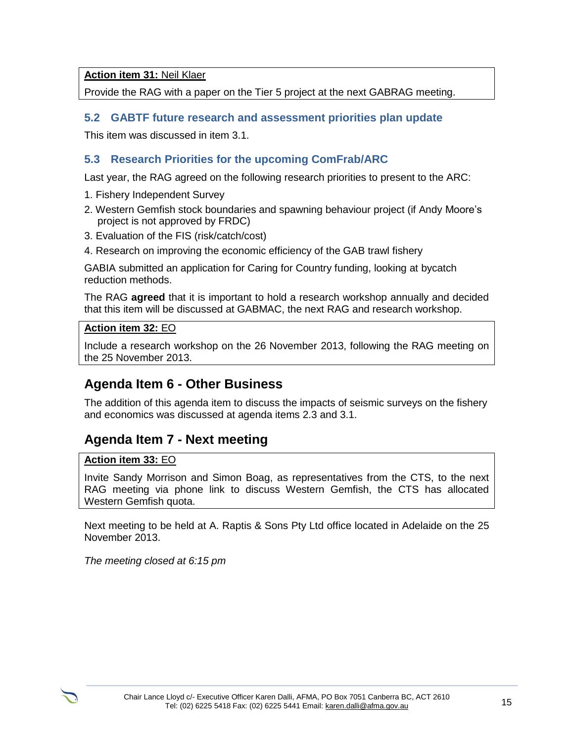**Action item 31:** Neil Klaer

Provide the RAG with a paper on the Tier 5 project at the next GABRAG meeting.

### 5.2 GABTF future research and assessment priorities plan update

This item was discussed in item 3.1.

### 5.3 Research Priorities for the upcoming ComFrab/ARC

Last year, the RAG agreed on the following research priorities to present to the ARC:

1. Fishery Independent Survey
2. Western Gemfish stock boundaries and spawning behaviour project (if Andy Moore's project is not approved by FRDC)
3. Evaluation of the FIS (risk/catch/cost)
4. Research on improving the economic efficiency of the GAB trawl fishery

GABIA submitted an application for Caring for Country funding, looking at bycatch reduction methods.

The RAG **agreed** that it is important to hold a research workshop annually and decided that this item will be discussed at GABMAC, the next RAG and research workshop.

**Action item 32:** EO

Include a research workshop on the 26 November 2013, following the RAG meeting on the 25 November 2013.

## Agenda Item 6 - Other Business

The addition of this agenda item to discuss the impacts of seismic surveys on the fishery and economics was discussed at agenda items 2.3 and 3.1.

## Agenda Item 7 - Next meeting

**Action item 33:** EO

Invite Sandy Morrison and Simon Boag, as representatives from the CTS, to the next RAG meeting via phone link to discuss Western Gemfish, the CTS has allocated Western Gemfish quota.

Next meeting to be held at A. Raptis & Sons Pty Ltd office located in Adelaide on the 25 November 2013.

*The meeting closed at 6:15 pm*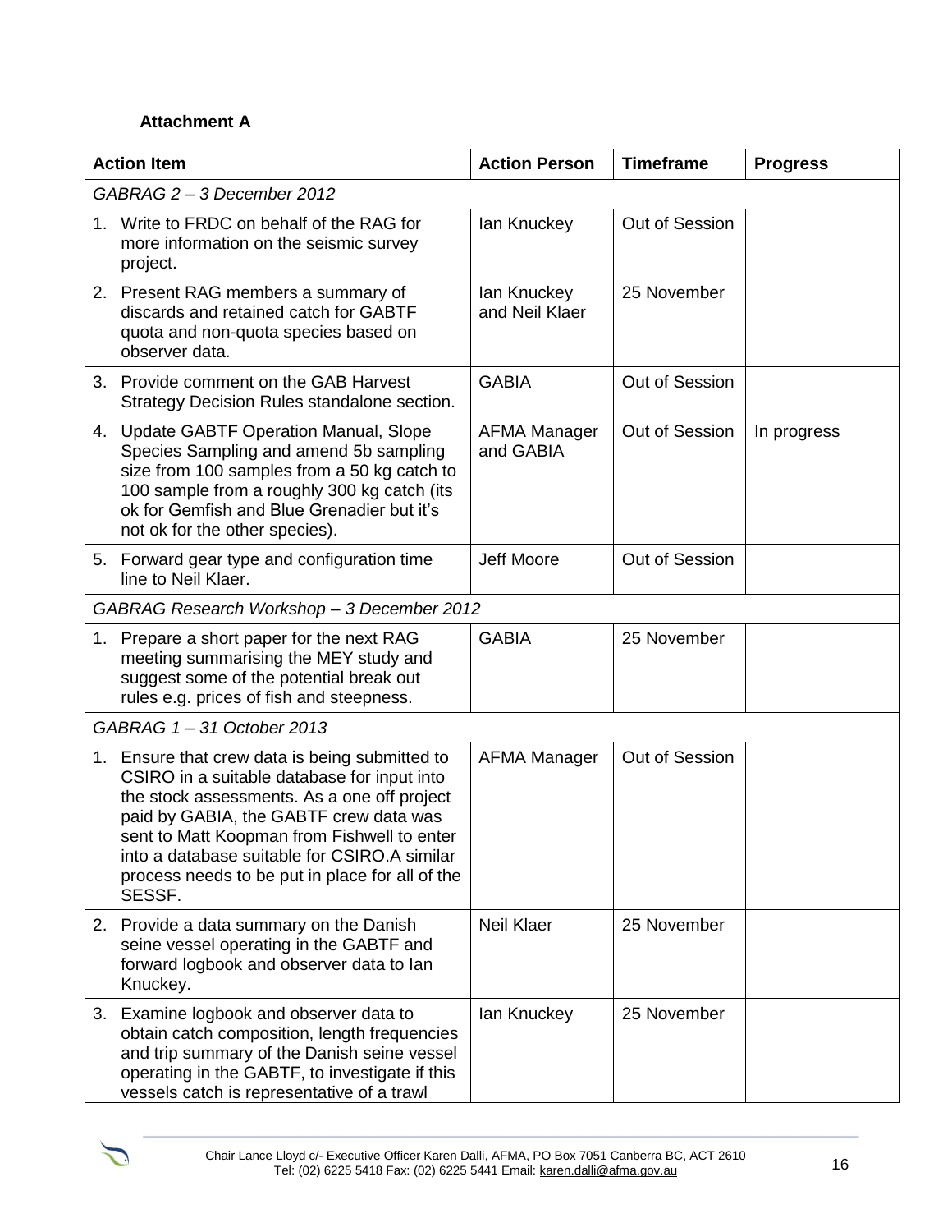**Attachment A**

| Action Item | Action Person | Timeframe | Progress |
|---|---|---|---|
| *GABRAG 2 – 3 December 2012* | | | |
| 1. Write to FRDC on behalf of the RAG for more information on the seismic survey project. | Ian Knuckey | Out of Session | |
| 2. Present RAG members a summary of discards and retained catch for GABTF quota and non-quota species based on observer data. | Ian Knuckey and Neil Klaer | 25 November | |
| 3. Provide comment on the GAB Harvest Strategy Decision Rules standalone section. | GABIA | Out of Session | |
| 4. Update GABTF Operation Manual, Slope Species Sampling and amend 5b sampling size from 100 samples from a 50 kg catch to 100 sample from a roughly 300 kg catch (its ok for Gemfish and Blue Grenadier but it's not ok for the other species). | AFMA Manager and GABIA | Out of Session | In progress |
| 5. Forward gear type and configuration time line to Neil Klaer. | Jeff Moore | Out of Session | |
| *GABRAG Research Workshop – 3 December 2012* | | | |
| 1. Prepare a short paper for the next RAG meeting summarising the MEY study and suggest some of the potential break out rules e.g. prices of fish and steepness. | GABIA | 25 November | |
| *GABRAG 1 – 31 October 2013* | | | |
| 1. Ensure that crew data is being submitted to CSIRO in a suitable database for input into the stock assessments. As a one off project paid by GABIA, the GABTF crew data was sent to Matt Koopman from Fishwell to enter into a database suitable for CSIRO.A similar process needs to be put in place for all of the SESSF. | AFMA Manager | Out of Session | |
| 2. Provide a data summary on the Danish seine vessel operating in the GABTF and forward logbook and observer data to Ian Knuckey. | Neil Klaer | 25 November | |
| 3. Examine logbook and observer data to obtain catch composition, length frequencies and trip summary of the Danish seine vessel operating in the GABTF, to investigate if this vessels catch is representative of a trawl | Ian Knuckey | 25 November | |

Chair Lance Lloyd c/- Executive Officer Karen Dalli, AFMA, PO Box 7051 Canberra BC, ACT 2610
Tel: (02) 6225 5418 Fax: (02) 6225 5441 Email: karen.dalli@afma.gov.au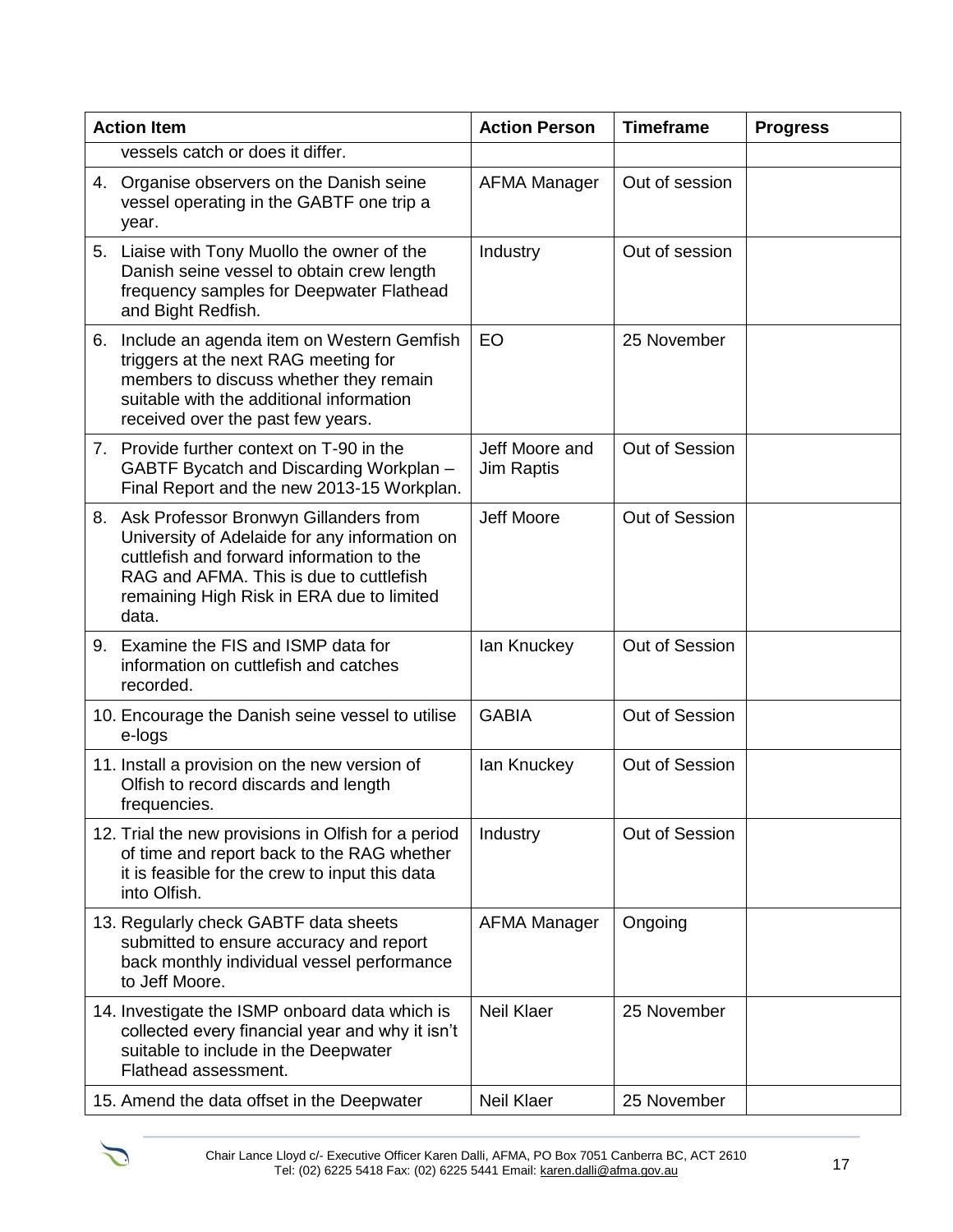| Action Item | Action Person | Timeframe | Progress |
|---|---|---|---|
| vessels catch or does it differ. | | | |
| 4. Organise observers on the Danish seine vessel operating in the GABTF one trip a year. | AFMA Manager | Out of session | |
| 5. Liaise with Tony Muollo the owner of the Danish seine vessel to obtain crew length frequency samples for Deepwater Flathead and Bight Redfish. | Industry | Out of session | |
| 6. Include an agenda item on Western Gemfish triggers at the next RAG meeting for members to discuss whether they remain suitable with the additional information received over the past few years. | EO | 25 November | |
| 7. Provide further context on T-90 in the GABTF Bycatch and Discarding Workplan – Final Report and the new 2013-15 Workplan. | Jeff Moore and Jim Raptis | Out of Session | |
| 8. Ask Professor Bronwyn Gillanders from University of Adelaide for any information on cuttlefish and forward information to the RAG and AFMA. This is due to cuttlefish remaining High Risk in ERA due to limited data. | Jeff Moore | Out of Session | |
| 9. Examine the FIS and ISMP data for information on cuttlefish and catches recorded. | Ian Knuckey | Out of Session | |
| 10. Encourage the Danish seine vessel to utilise e-logs | GABIA | Out of Session | |
| 11. Install a provision on the new version of Olfish to record discards and length frequencies. | Ian Knuckey | Out of Session | |
| 12. Trial the new provisions in Olfish for a period of time and report back to the RAG whether it is feasible for the crew to input this data into Olfish. | Industry | Out of Session | |
| 13. Regularly check GABTF data sheets submitted to ensure accuracy and report back monthly individual vessel performance to Jeff Moore. | AFMA Manager | Ongoing | |
| 14. Investigate the ISMP onboard data which is collected every financial year and why it isn't suitable to include in the Deepwater Flathead assessment. | Neil Klaer | 25 November | |
| 15. Amend the data offset in the Deepwater | Neil Klaer | 25 November | |

Chair Lance Lloyd c/- Executive Officer Karen Dalli, AFMA, PO Box 7051 Canberra BC, ACT 2610
Tel: (02) 6225 5418 Fax: (02) 6225 5441 Email: karen.dalli@afma.gov.au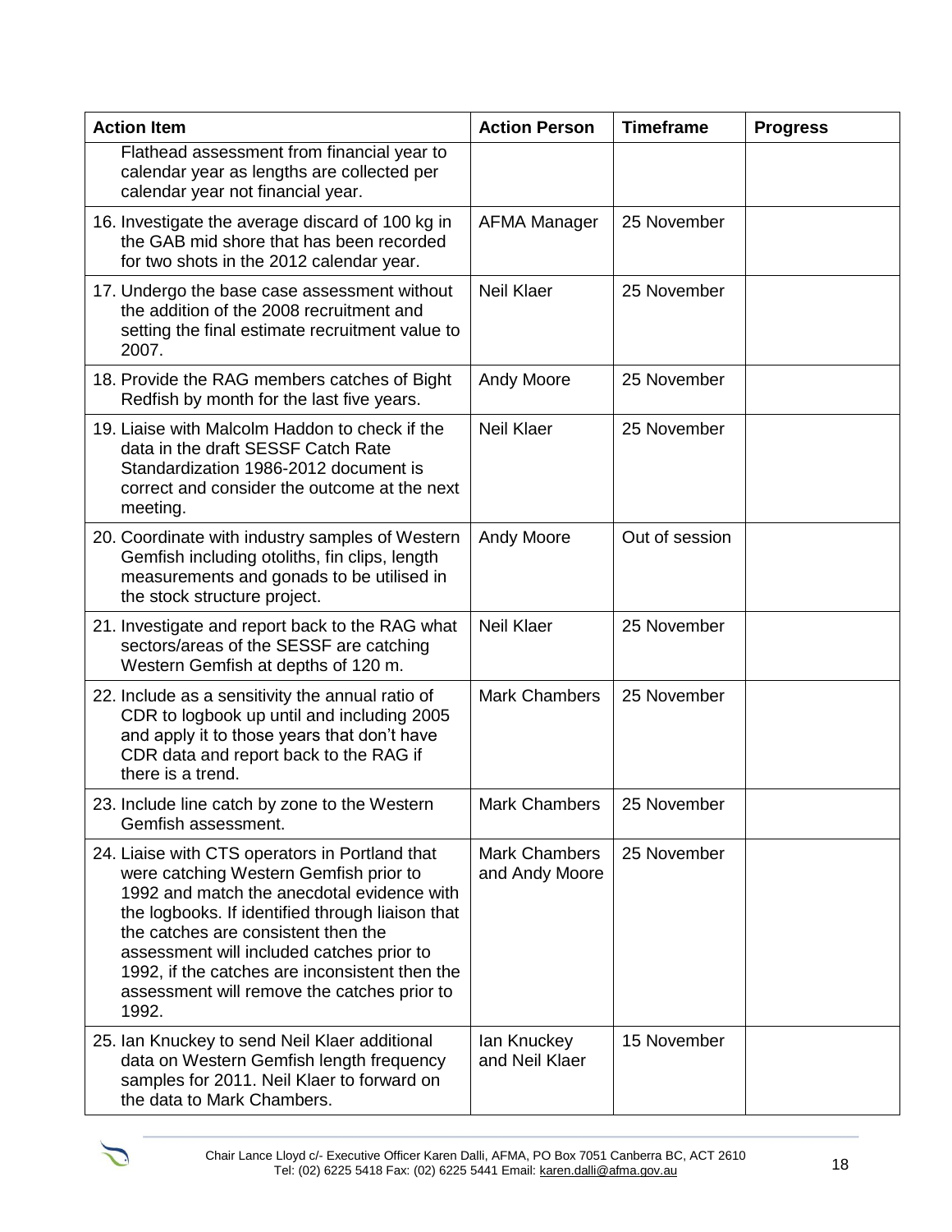| Action Item | Action Person | Timeframe | Progress |
|---|---|---|---|
| Flathead assessment from financial year to calendar year as lengths are collected per calendar year not financial year. | | | |
| 16. Investigate the average discard of 100 kg in the GAB mid shore that has been recorded for two shots in the 2012 calendar year. | AFMA Manager | 25 November | |
| 17. Undergo the base case assessment without the addition of the 2008 recruitment and setting the final estimate recruitment value to 2007. | Neil Klaer | 25 November | |
| 18. Provide the RAG members catches of Bight Redfish by month for the last five years. | Andy Moore | 25 November | |
| 19. Liaise with Malcolm Haddon to check if the data in the draft SESSF Catch Rate Standardization 1986-2012 document is correct and consider the outcome at the next meeting. | Neil Klaer | 25 November | |
| 20. Coordinate with industry samples of Western Gemfish including otoliths, fin clips, length measurements and gonads to be utilised in the stock structure project. | Andy Moore | Out of session | |
| 21. Investigate and report back to the RAG what sectors/areas of the SESSF are catching Western Gemfish at depths of 120 m. | Neil Klaer | 25 November | |
| 22. Include as a sensitivity the annual ratio of CDR to logbook up until and including 2005 and apply it to those years that don't have CDR data and report back to the RAG if there is a trend. | Mark Chambers | 25 November | |
| 23. Include line catch by zone to the Western Gemfish assessment. | Mark Chambers | 25 November | |
| 24. Liaise with CTS operators in Portland that were catching Western Gemfish prior to 1992 and match the anecdotal evidence with the logbooks. If identified through liaison that the catches are consistent then the assessment will included catches prior to 1992, if the catches are inconsistent then the assessment will remove the catches prior to 1992. | Mark Chambers and Andy Moore | 25 November | |
| 25. Ian Knuckey to send Neil Klaer additional data on Western Gemfish length frequency samples for 2011. Neil Klaer to forward on the data to Mark Chambers. | Ian Knuckey and Neil Klaer | 15 November | |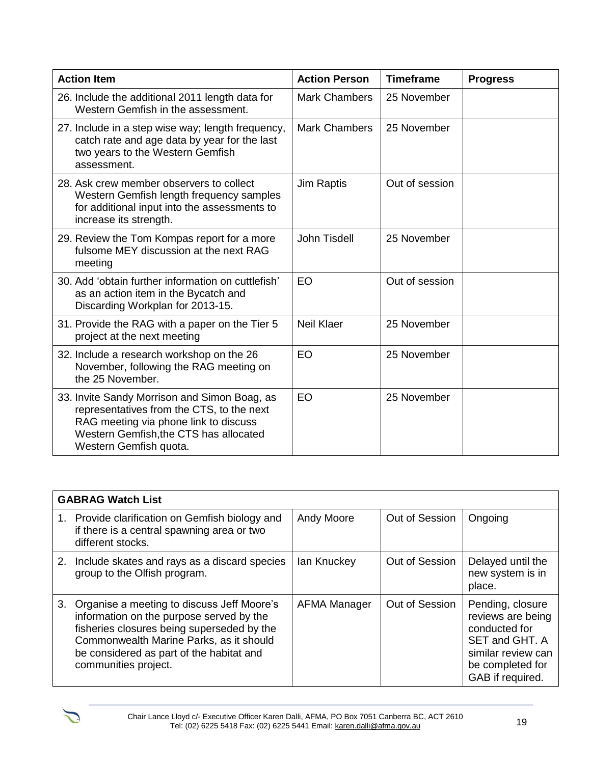| Action Item | Action Person | Timeframe | Progress |
|---|---|---|---|
| 26. Include the additional 2011 length data for Western Gemfish in the assessment. | Mark Chambers | 25 November | |
| 27. Include in a step wise way; length frequency, catch rate and age data by year for the last two years to the Western Gemfish assessment. | Mark Chambers | 25 November | |
| 28. Ask crew member observers to collect Western Gemfish length frequency samples for additional input into the assessments to increase its strength. | Jim Raptis | Out of session | |
| 29. Review the Tom Kompas report for a more fulsome MEY discussion at the next RAG meeting | John Tisdell | 25 November | |
| 30. Add 'obtain further information on cuttlefish' as an action item in the Bycatch and Discarding Workplan for 2013-15. | EO | Out of session | |
| 31. Provide the RAG with a paper on the Tier 5 project at the next meeting | Neil Klaer | 25 November | |
| 32. Include a research workshop on the 26 November, following the RAG meeting on the 25 November. | EO | 25 November | |
| 33. Invite Sandy Morrison and Simon Boag, as representatives from the CTS, to the next RAG meeting via phone link to discuss Western Gemfish,the CTS has allocated Western Gemfish quota. | EO | 25 November | |

| GABRAG Watch List | | | |
|---|---|---|---|
| 1. Provide clarification on Gemfish biology and if there is a central spawning area or two different stocks. | Andy Moore | Out of Session | Ongoing |
| 2. Include skates and rays as a discard species group to the Olfish program. | Ian Knuckey | Out of Session | Delayed until the new system is in place. |
| 3. Organise a meeting to discuss Jeff Moore's information on the purpose served by the fisheries closures being superseded by the Commonwealth Marine Parks, as it should be considered as part of the habitat and communities project. | AFMA Manager | Out of Session | Pending, closure reviews are being conducted for SET and GHT. A similar review can be completed for GAB if required. |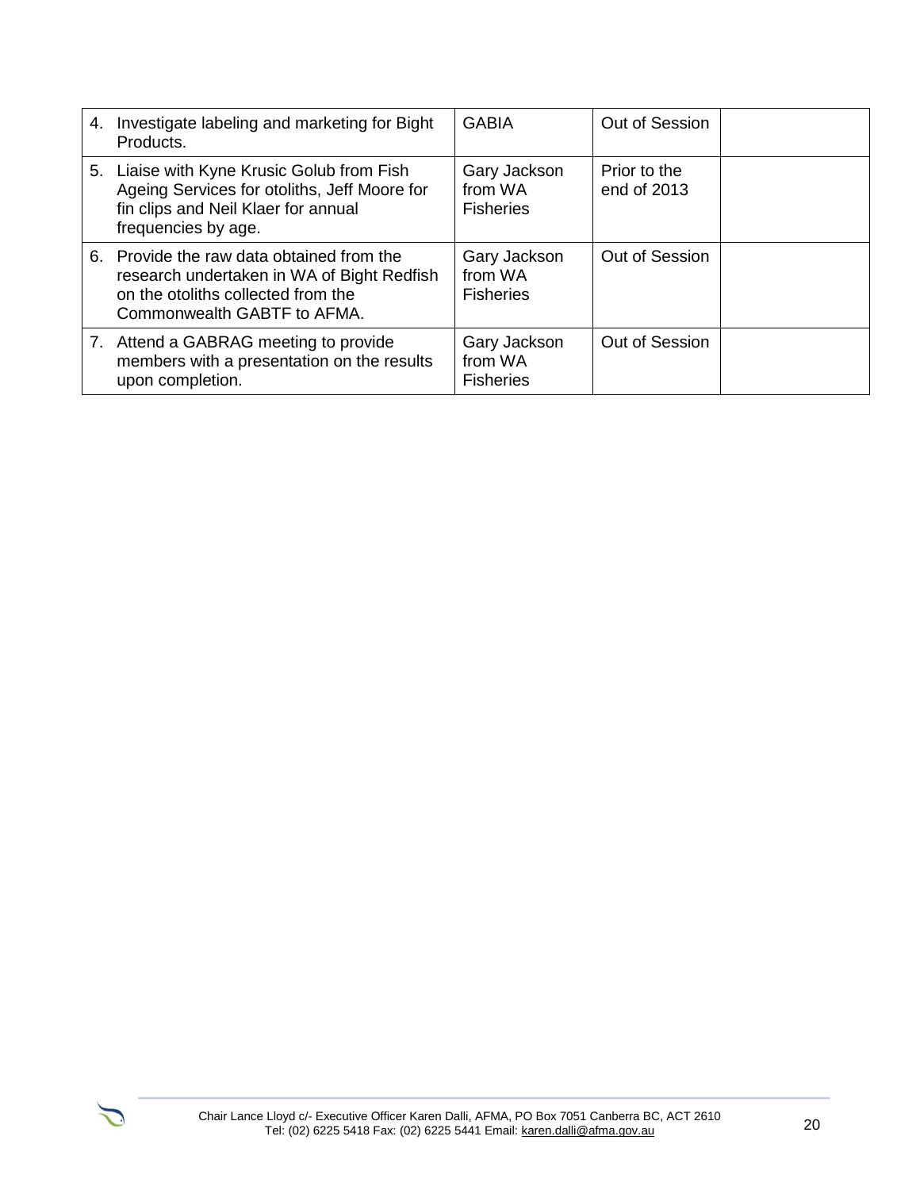| | | | |
|---|---|---|---|
| 4. Investigate labeling and marketing for Bight Products. | GABIA | Out of Session | |
| 5. Liaise with Kyne Krusic Golub from Fish Ageing Services for otoliths, Jeff Moore for fin clips and Neil Klaer for annual frequencies by age. | Gary Jackson from WA Fisheries | Prior to the end of 2013 | |
| 6. Provide the raw data obtained from the research undertaken in WA of Bight Redfish on the otoliths collected from the Commonwealth GABTF to AFMA. | Gary Jackson from WA Fisheries | Out of Session | |
| 7. Attend a GABRAG meeting to provide members with a presentation on the results upon completion. | Gary Jackson from WA Fisheries | Out of Session | |